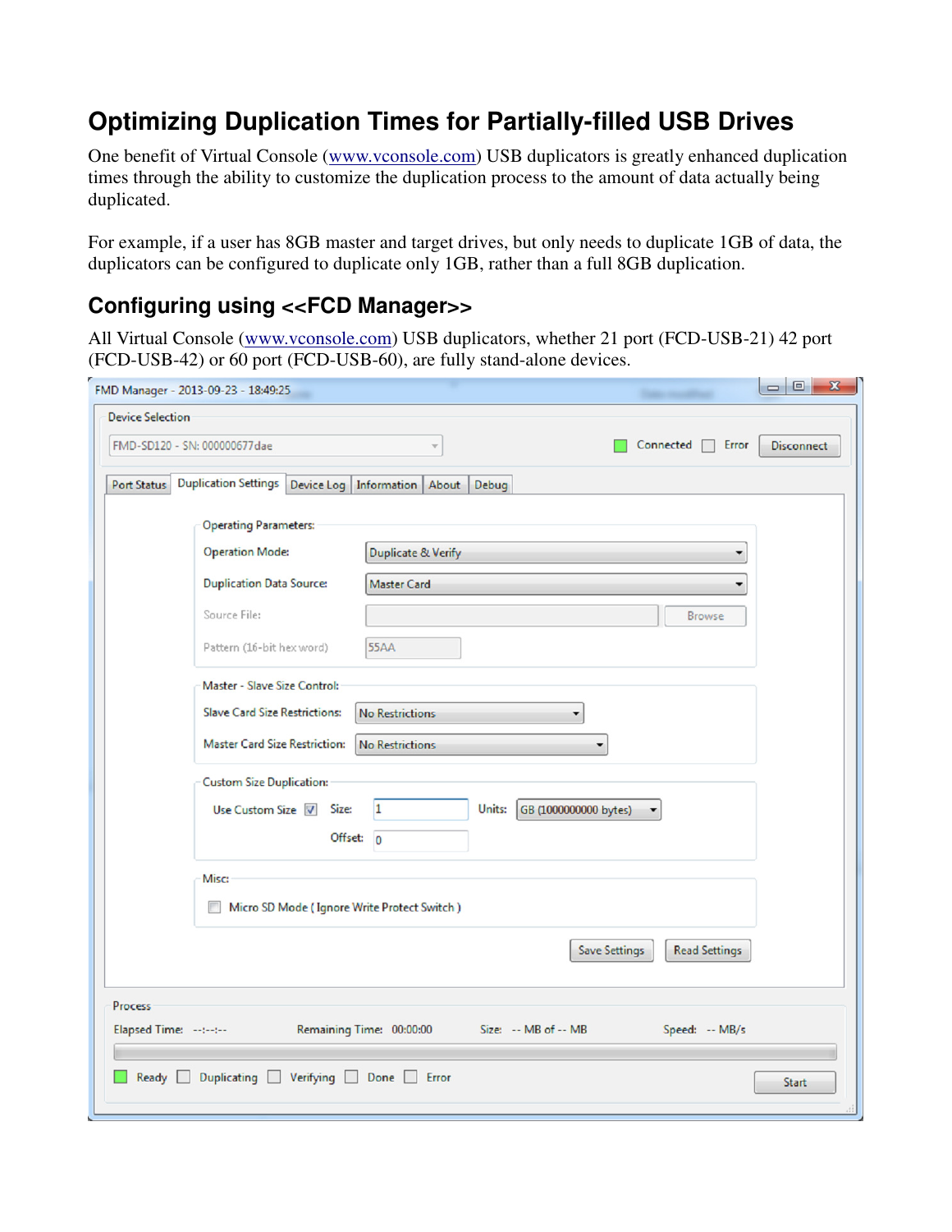# Optimizing Duplication Times for Partially-filled USB Drives

One benefit of Virtual Console (www.vconsole.com) USB duplicators is greatly enhanced duplication times through the ability to customize the duplication process to the amount of data actually being duplicated.

For example, if a user has 8GB master and target drives, but only needs to duplicate 1GB of data, the duplicators can be configured to duplicate only 1GB, rather than a full 8GB duplication.

## Configuring using <<FCD Manager>>

All Virtual Console (www.vconsole.com) USB duplicators, whether 21 port (FCD-USB-21) 42 port (FCD-USB-42) or 60 port (FCD-USB-60), are fully stand-alone devices.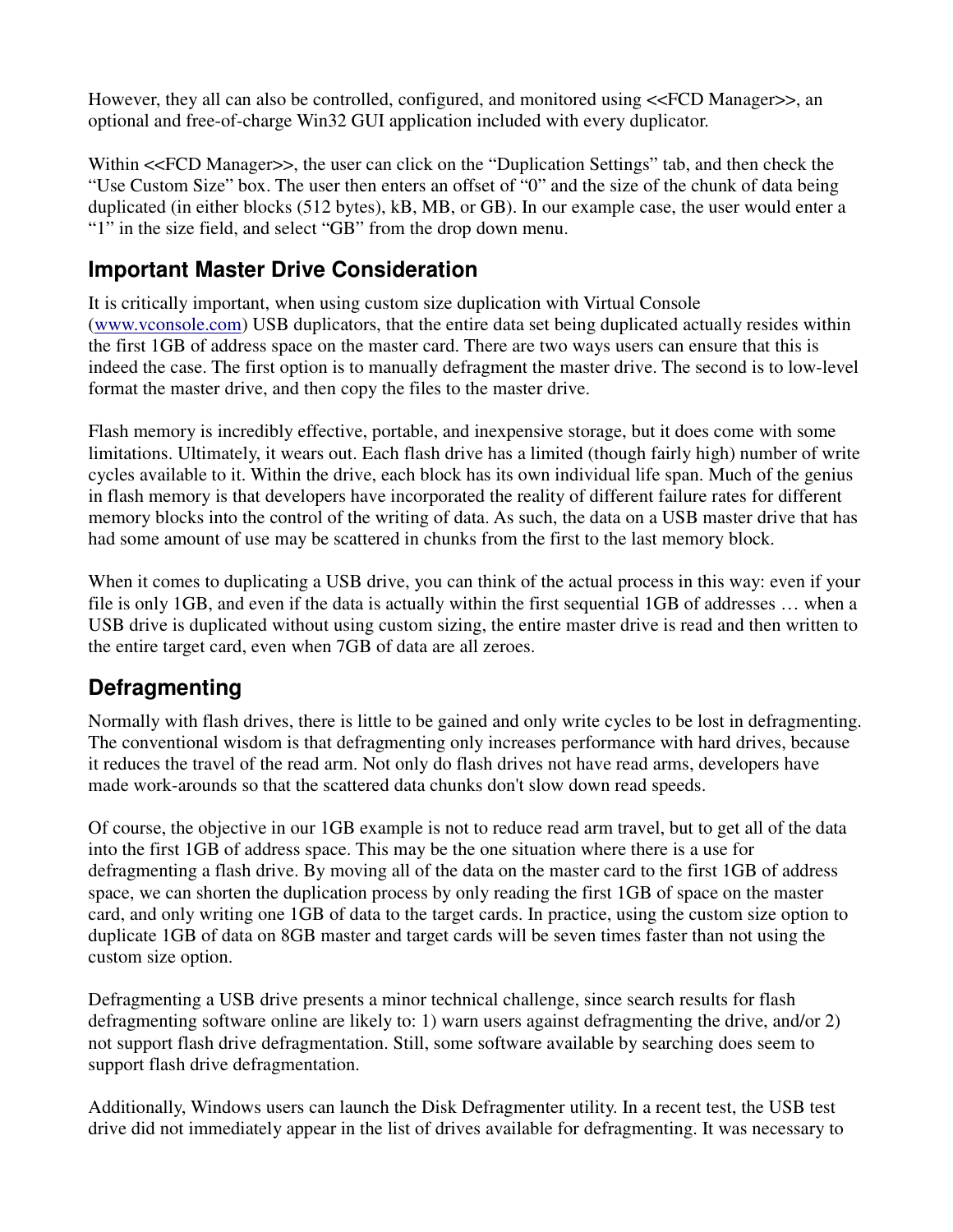However, they all can also be controlled, configured, and monitored using <<FCD Manager>>, an optional and free-of-charge Win32 GUI application included with every duplicator.

Within <<FCD Manager>>, the user can click on the "Duplication Settings" tab, and then check the "Use Custom Size" box. The user then enters an offset of "0" and the size of the chunk of data being duplicated (in either blocks (512 bytes), kB, MB, or GB). In our example case, the user would enter a "1" in the size field, and select "GB" from the drop down menu.

## Important Master Drive Consideration

It is critically important, when using custom size duplication with Virtual Console (www.vconsole.com) USB duplicators, that the entire data set being duplicated actually resides within the first 1GB of address space on the master card. There are two ways users can ensure that this is indeed the case. The first option is to manually defragment the master drive. The second is to low-level format the master drive, and then copy the files to the master drive.

Flash memory is incredibly effective, portable, and inexpensive storage, but it does come with some limitations. Ultimately, it wears out. Each flash drive has a limited (though fairly high) number of write cycles available to it. Within the drive, each block has its own individual life span. Much of the genius in flash memory is that developers have incorporated the reality of different failure rates for different memory blocks into the control of the writing of data. As such, the data on a USB master drive that has had some amount of use may be scattered in chunks from the first to the last memory block.

When it comes to duplicating a USB drive, you can think of the actual process in this way: even if your file is only 1GB, and even if the data is actually within the first sequential 1GB of addresses … when a USB drive is duplicated without using custom sizing, the entire master drive is read and then written to the entire target card, even when 7GB of data are all zeroes.

## Defragmenting

Normally with flash drives, there is little to be gained and only write cycles to be lost in defragmenting. The conventional wisdom is that defragmenting only increases performance with hard drives, because it reduces the travel of the read arm. Not only do flash drives not have read arms, developers have made work-arounds so that the scattered data chunks don't slow down read speeds.

Of course, the objective in our 1GB example is not to reduce read arm travel, but to get all of the data into the first 1GB of address space. This may be the one situation where there is a use for defragmenting a flash drive. By moving all of the data on the master card to the first 1GB of address space, we can shorten the duplication process by only reading the first 1GB of space on the master card, and only writing one 1GB of data to the target cards. In practice, using the custom size option to duplicate 1GB of data on 8GB master and target cards will be seven times faster than not using the custom size option.

Defragmenting a USB drive presents a minor technical challenge, since search results for flash defragmenting software online are likely to: 1) warn users against defragmenting the drive, and/or 2) not support flash drive defragmentation. Still, some software available by searching does seem to support flash drive defragmentation.

Additionally, Windows users can launch the Disk Defragmenter utility. In a recent test, the USB test drive did not immediately appear in the list of drives available for defragmenting. It was necessary to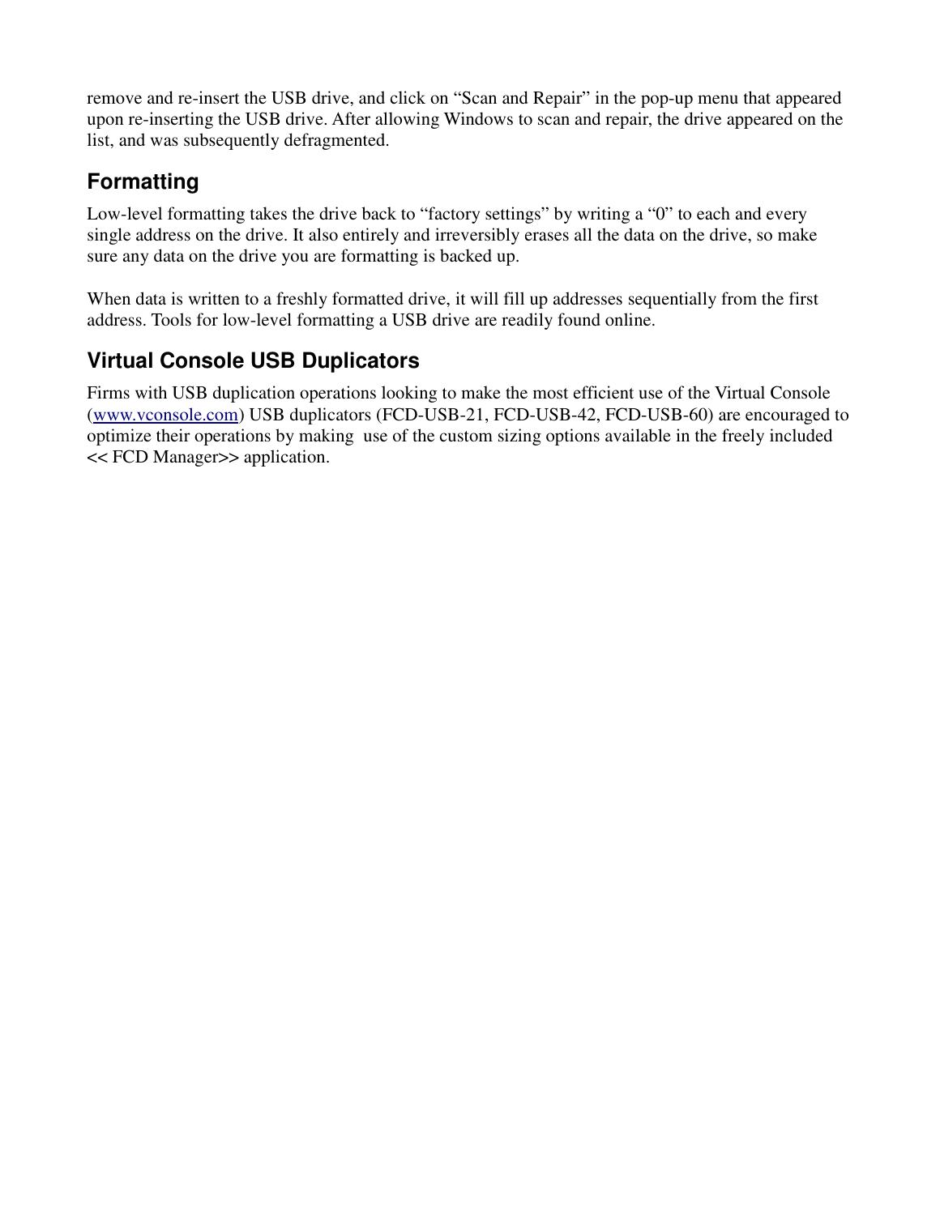remove and re-insert the USB drive, and click on "Scan and Repair" in the pop-up menu that appeared upon re-inserting the USB drive. After allowing Windows to scan and repair, the drive appeared on the list, and was subsequently defragmented.

## Formatting

Low-level formatting takes the drive back to "factory settings" by writing a "0" to each and every single address on the drive. It also entirely and irreversibly erases all the data on the drive, so make sure any data on the drive you are formatting is backed up.

When data is written to a freshly formatted drive, it will fill up addresses sequentially from the first address. Tools for low-level formatting a USB drive are readily found online.

## Virtual Console USB Duplicators

Firms with USB duplication operations looking to make the most efficient use of the Virtual Console (www.vconsole.com) USB duplicators (FCD-USB-21, FCD-USB-42, FCD-USB-60) are encouraged to optimize their operations by making use of the custom sizing options available in the freely included << FCD Manager>> application.